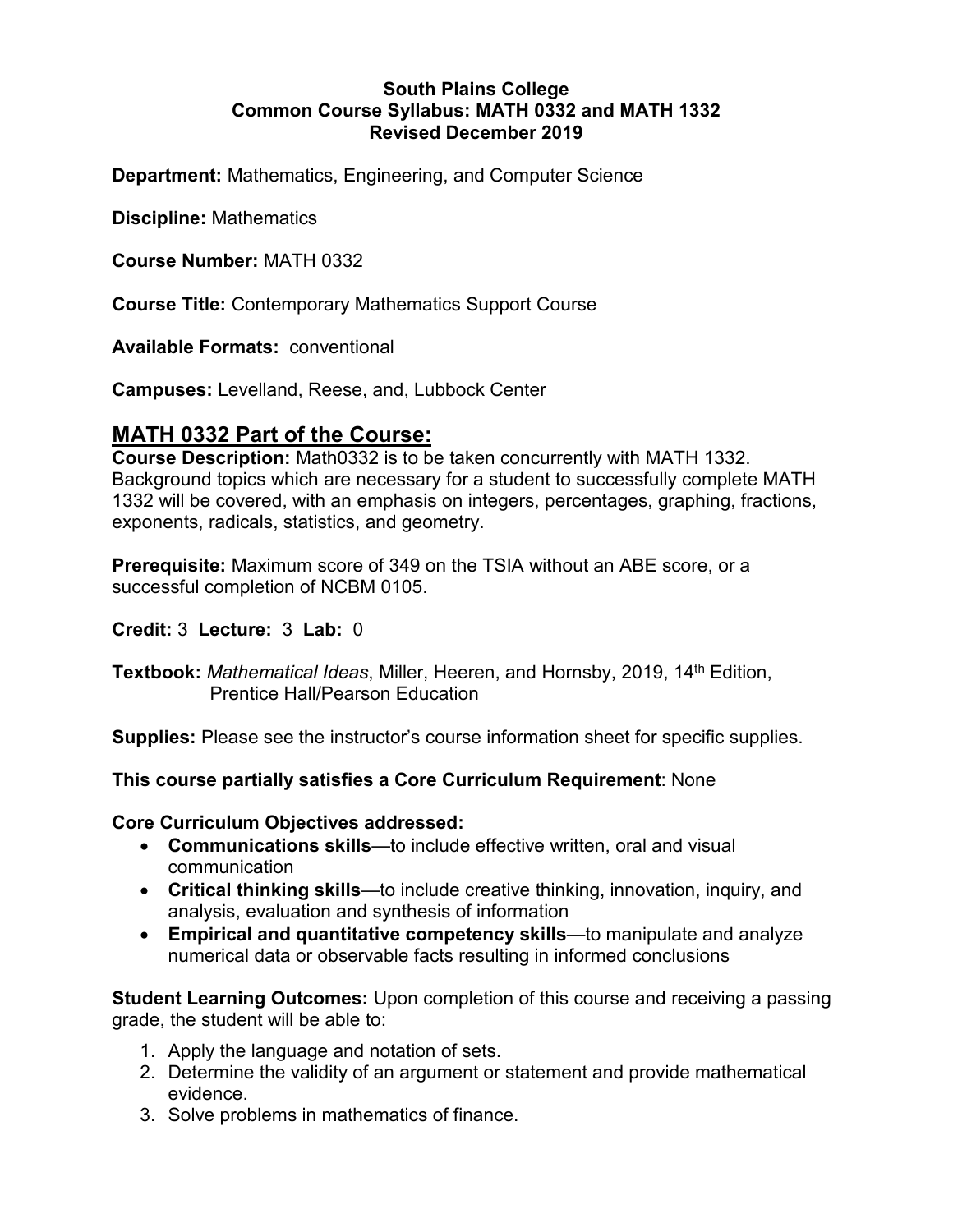**South Plains College**
**Common Course Syllabus: MATH 0332 and MATH 1332**
**Revised December 2019**

**Department:** Mathematics, Engineering, and Computer Science

**Discipline:** Mathematics

**Course Number:** MATH 0332

**Course Title:** Contemporary Mathematics Support Course

**Available Formats:** conventional

**Campuses:** Levelland, Reese, and, Lubbock Center

## MATH 0332 Part of the Course:

**Course Description:** Math0332 is to be taken concurrently with MATH 1332. Background topics which are necessary for a student to successfully complete MATH 1332 will be covered, with an emphasis on integers, percentages, graphing, fractions, exponents, radicals, statistics, and geometry.

**Prerequisite:** Maximum score of 349 on the TSIA without an ABE score, or a successful completion of NCBM 0105.

**Credit:** 3 **Lecture:** 3 **Lab:** 0

**Textbook:** *Mathematical Ideas*, Miller, Heeren, and Hornsby, 2019, 14th Edition, Prentice Hall/Pearson Education

**Supplies:** Please see the instructor's course information sheet for specific supplies.

**This course partially satisfies a Core Curriculum Requirement**: None

**Core Curriculum Objectives addressed:**

- **Communications skills**—to include effective written, oral and visual communication
- **Critical thinking skills**—to include creative thinking, innovation, inquiry, and analysis, evaluation and synthesis of information
- **Empirical and quantitative competency skills**—to manipulate and analyze numerical data or observable facts resulting in informed conclusions

**Student Learning Outcomes:** Upon completion of this course and receiving a passing grade, the student will be able to:

1. Apply the language and notation of sets.
2. Determine the validity of an argument or statement and provide mathematical evidence.
3. Solve problems in mathematics of finance.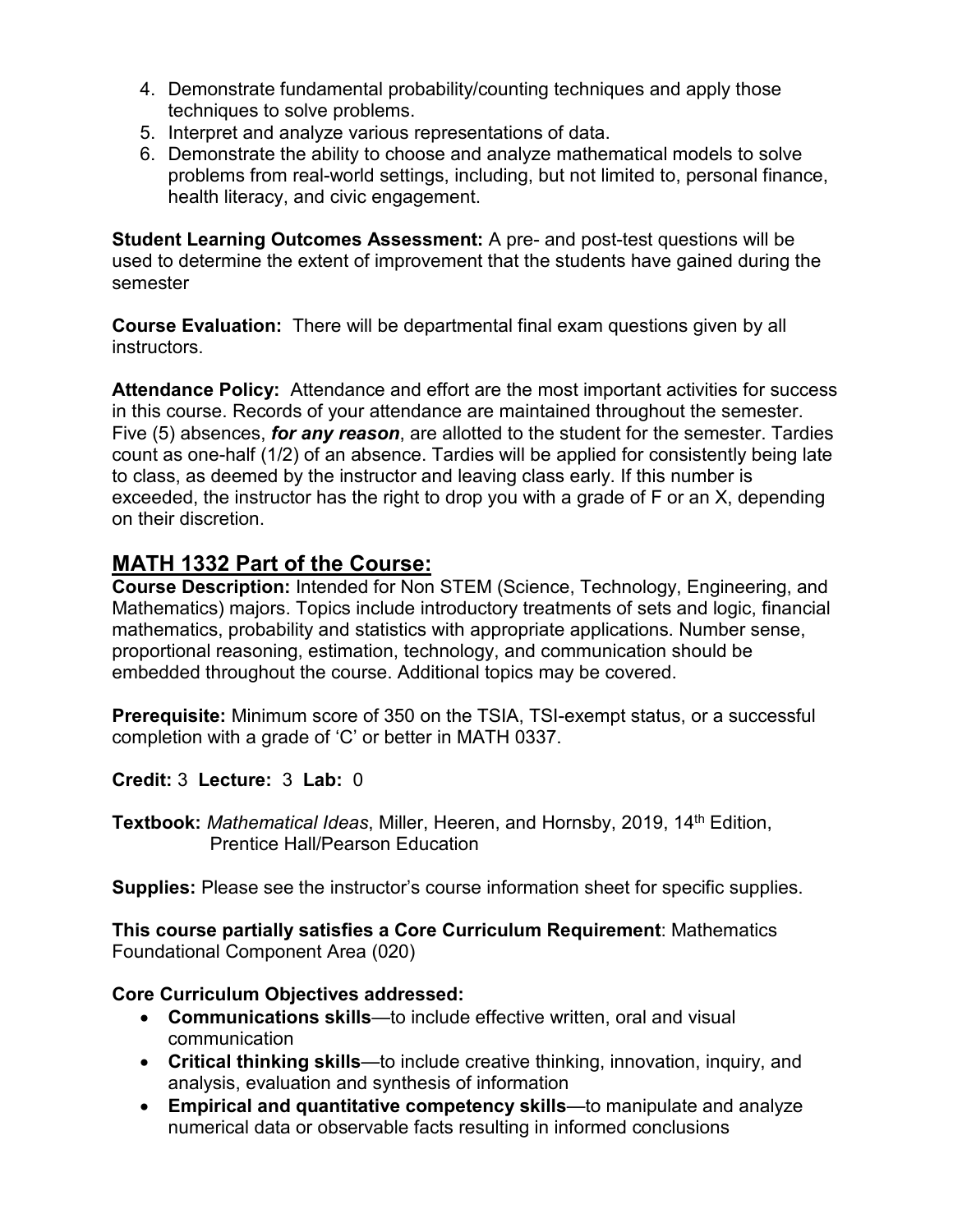4. Demonstrate fundamental probability/counting techniques and apply those techniques to solve problems.
5. Interpret and analyze various representations of data.
6. Demonstrate the ability to choose and analyze mathematical models to solve problems from real-world settings, including, but not limited to, personal finance, health literacy, and civic engagement.

**Student Learning Outcomes Assessment:** A pre- and post-test questions will be used to determine the extent of improvement that the students have gained during the semester

**Course Evaluation:** There will be departmental final exam questions given by all instructors.

**Attendance Policy:** Attendance and effort are the most important activities for success in this course. Records of your attendance are maintained throughout the semester. Five (5) absences, ***for any reason***, are allotted to the student for the semester. Tardies count as one-half (1/2) of an absence. Tardies will be applied for consistently being late to class, as deemed by the instructor and leaving class early. If this number is exceeded, the instructor has the right to drop you with a grade of F or an X, depending on their discretion.

## MATH 1332 Part of the Course:

**Course Description:** Intended for Non STEM (Science, Technology, Engineering, and Mathematics) majors. Topics include introductory treatments of sets and logic, financial mathematics, probability and statistics with appropriate applications. Number sense, proportional reasoning, estimation, technology, and communication should be embedded throughout the course. Additional topics may be covered.

**Prerequisite:** Minimum score of 350 on the TSIA, TSI-exempt status, or a successful completion with a grade of 'C' or better in MATH 0337.

**Credit:** 3 **Lecture:** 3 **Lab:** 0

**Textbook:** *Mathematical Ideas*, Miller, Heeren, and Hornsby, 2019, 14th Edition, Prentice Hall/Pearson Education

**Supplies:** Please see the instructor's course information sheet for specific supplies.

**This course partially satisfies a Core Curriculum Requirement**: Mathematics Foundational Component Area (020)

**Core Curriculum Objectives addressed:**

- **Communications skills**—to include effective written, oral and visual communication
- **Critical thinking skills**—to include creative thinking, innovation, inquiry, and analysis, evaluation and synthesis of information
- **Empirical and quantitative competency skills**—to manipulate and analyze numerical data or observable facts resulting in informed conclusions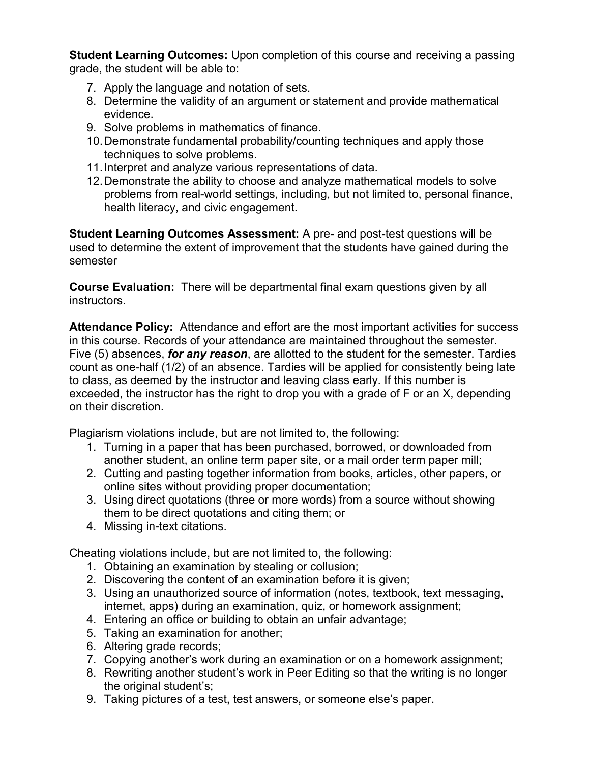**Student Learning Outcomes:** Upon completion of this course and receiving a passing grade, the student will be able to:

7. Apply the language and notation of sets.
8. Determine the validity of an argument or statement and provide mathematical evidence.
9. Solve problems in mathematics of finance.
10. Demonstrate fundamental probability/counting techniques and apply those techniques to solve problems.
11. Interpret and analyze various representations of data.
12. Demonstrate the ability to choose and analyze mathematical models to solve problems from real-world settings, including, but not limited to, personal finance, health literacy, and civic engagement.

**Student Learning Outcomes Assessment:** A pre- and post-test questions will be used to determine the extent of improvement that the students have gained during the semester

**Course Evaluation:** There will be departmental final exam questions given by all instructors.

**Attendance Policy:** Attendance and effort are the most important activities for success in this course. Records of your attendance are maintained throughout the semester. Five (5) absences, ***for any reason***, are allotted to the student for the semester. Tardies count as one-half (1/2) of an absence. Tardies will be applied for consistently being late to class, as deemed by the instructor and leaving class early. If this number is exceeded, the instructor has the right to drop you with a grade of F or an X, depending on their discretion.

Plagiarism violations include, but are not limited to, the following:

1. Turning in a paper that has been purchased, borrowed, or downloaded from another student, an online term paper site, or a mail order term paper mill;
2. Cutting and pasting together information from books, articles, other papers, or online sites without providing proper documentation;
3. Using direct quotations (three or more words) from a source without showing them to be direct quotations and citing them; or
4. Missing in-text citations.

Cheating violations include, but are not limited to, the following:

1. Obtaining an examination by stealing or collusion;
2. Discovering the content of an examination before it is given;
3. Using an unauthorized source of information (notes, textbook, text messaging, internet, apps) during an examination, quiz, or homework assignment;
4. Entering an office or building to obtain an unfair advantage;
5. Taking an examination for another;
6. Altering grade records;
7. Copying another's work during an examination or on a homework assignment;
8. Rewriting another student's work in Peer Editing so that the writing is no longer the original student's;
9. Taking pictures of a test, test answers, or someone else's paper.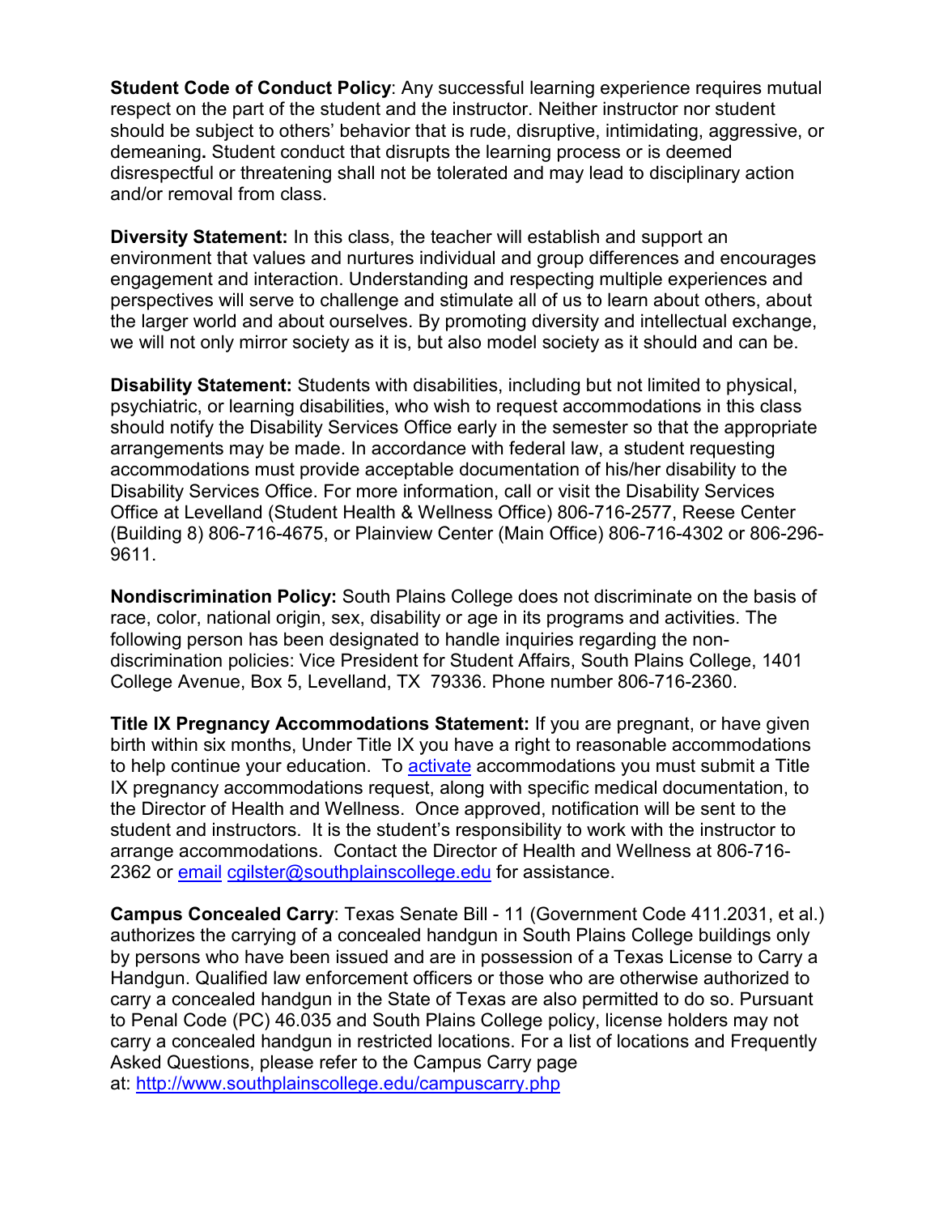**Student Code of Conduct Policy**: Any successful learning experience requires mutual respect on the part of the student and the instructor. Neither instructor nor student should be subject to others' behavior that is rude, disruptive, intimidating, aggressive, or demeaning**.** Student conduct that disrupts the learning process or is deemed disrespectful or threatening shall not be tolerated and may lead to disciplinary action and/or removal from class.

**Diversity Statement:** In this class, the teacher will establish and support an environment that values and nurtures individual and group differences and encourages engagement and interaction. Understanding and respecting multiple experiences and perspectives will serve to challenge and stimulate all of us to learn about others, about the larger world and about ourselves. By promoting diversity and intellectual exchange, we will not only mirror society as it is, but also model society as it should and can be.

**Disability Statement:** Students with disabilities, including but not limited to physical, psychiatric, or learning disabilities, who wish to request accommodations in this class should notify the Disability Services Office early in the semester so that the appropriate arrangements may be made. In accordance with federal law, a student requesting accommodations must provide acceptable documentation of his/her disability to the Disability Services Office. For more information, call or visit the Disability Services Office at Levelland (Student Health & Wellness Office) 806-716-2577, Reese Center (Building 8) 806-716-4675, or Plainview Center (Main Office) 806-716-4302 or 806-296-9611.

**Nondiscrimination Policy:** South Plains College does not discriminate on the basis of race, color, national origin, sex, disability or age in its programs and activities. The following person has been designated to handle inquiries regarding the non-discrimination policies: Vice President for Student Affairs, South Plains College, 1401 College Avenue, Box 5, Levelland, TX 79336. Phone number 806-716-2360.

**Title IX Pregnancy Accommodations Statement:** If you are pregnant, or have given birth within six months, Under Title IX you have a right to reasonable accommodations to help continue your education. To activate accommodations you must submit a Title IX pregnancy accommodations request, along with specific medical documentation, to the Director of Health and Wellness. Once approved, notification will be sent to the student and instructors. It is the student's responsibility to work with the instructor to arrange accommodations. Contact the Director of Health and Wellness at 806-716-2362 or email cgilster@southplainscollege.edu for assistance.

**Campus Concealed Carry**: Texas Senate Bill - 11 (Government Code 411.2031, et al.) authorizes the carrying of a concealed handgun in South Plains College buildings only by persons who have been issued and are in possession of a Texas License to Carry a Handgun. Qualified law enforcement officers or those who are otherwise authorized to carry a concealed handgun in the State of Texas are also permitted to do so. Pursuant to Penal Code (PC) 46.035 and South Plains College policy, license holders may not carry a concealed handgun in restricted locations. For a list of locations and Frequently Asked Questions, please refer to the Campus Carry page at: http://www.southplainscollege.edu/campuscarry.php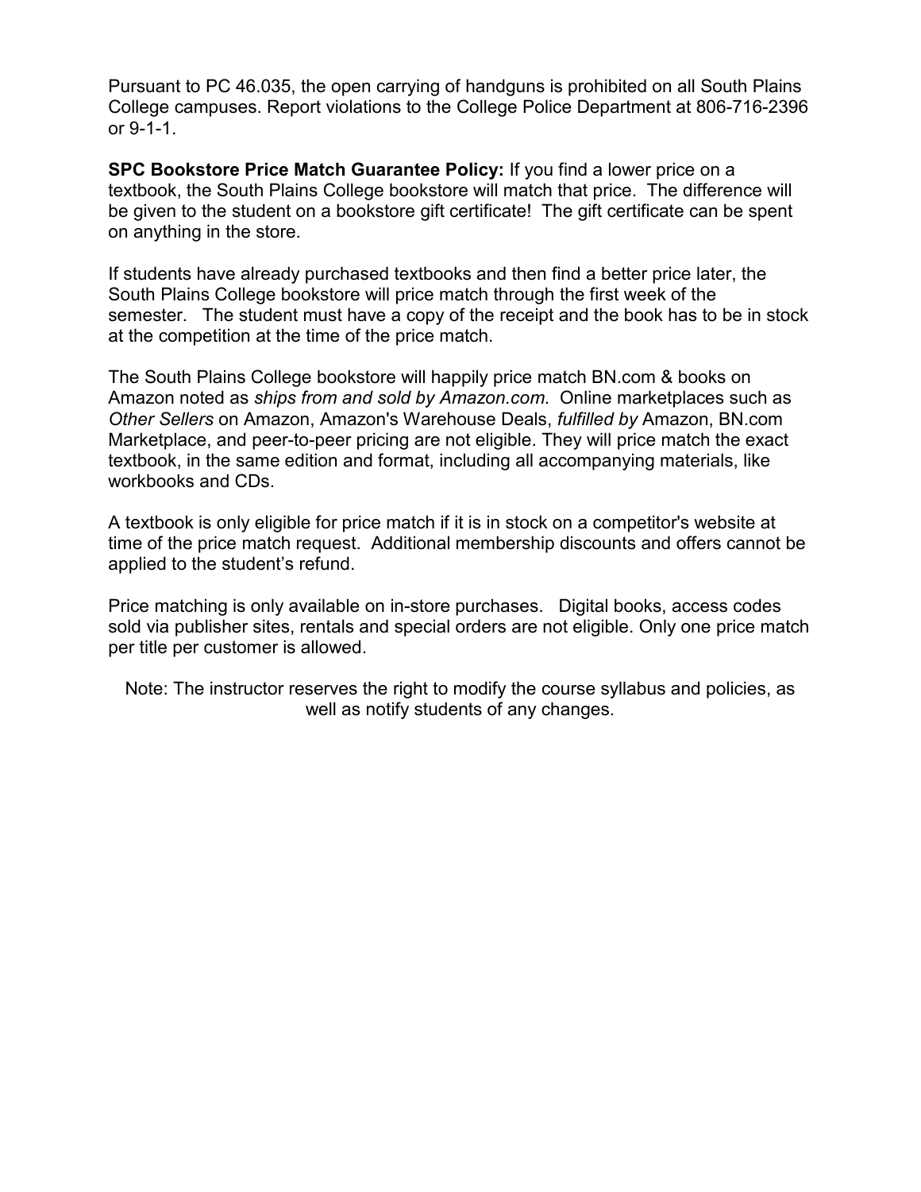Pursuant to PC 46.035, the open carrying of handguns is prohibited on all South Plains College campuses. Report violations to the College Police Department at 806-716-2396 or 9-1-1.

**SPC Bookstore Price Match Guarantee Policy:** If you find a lower price on a textbook, the South Plains College bookstore will match that price. The difference will be given to the student on a bookstore gift certificate! The gift certificate can be spent on anything in the store.

If students have already purchased textbooks and then find a better price later, the South Plains College bookstore will price match through the first week of the semester. The student must have a copy of the receipt and the book has to be in stock at the competition at the time of the price match.

The South Plains College bookstore will happily price match BN.com & books on Amazon noted as *ships from and sold by Amazon.com*. Online marketplaces such as *Other Sellers* on Amazon, Amazon's Warehouse Deals, *fulfilled by* Amazon, BN.com Marketplace, and peer-to-peer pricing are not eligible. They will price match the exact textbook, in the same edition and format, including all accompanying materials, like workbooks and CDs.

A textbook is only eligible for price match if it is in stock on a competitor's website at time of the price match request. Additional membership discounts and offers cannot be applied to the student's refund.

Price matching is only available on in-store purchases. Digital books, access codes sold via publisher sites, rentals and special orders are not eligible. Only one price match per title per customer is allowed.

Note: The instructor reserves the right to modify the course syllabus and policies, as well as notify students of any changes.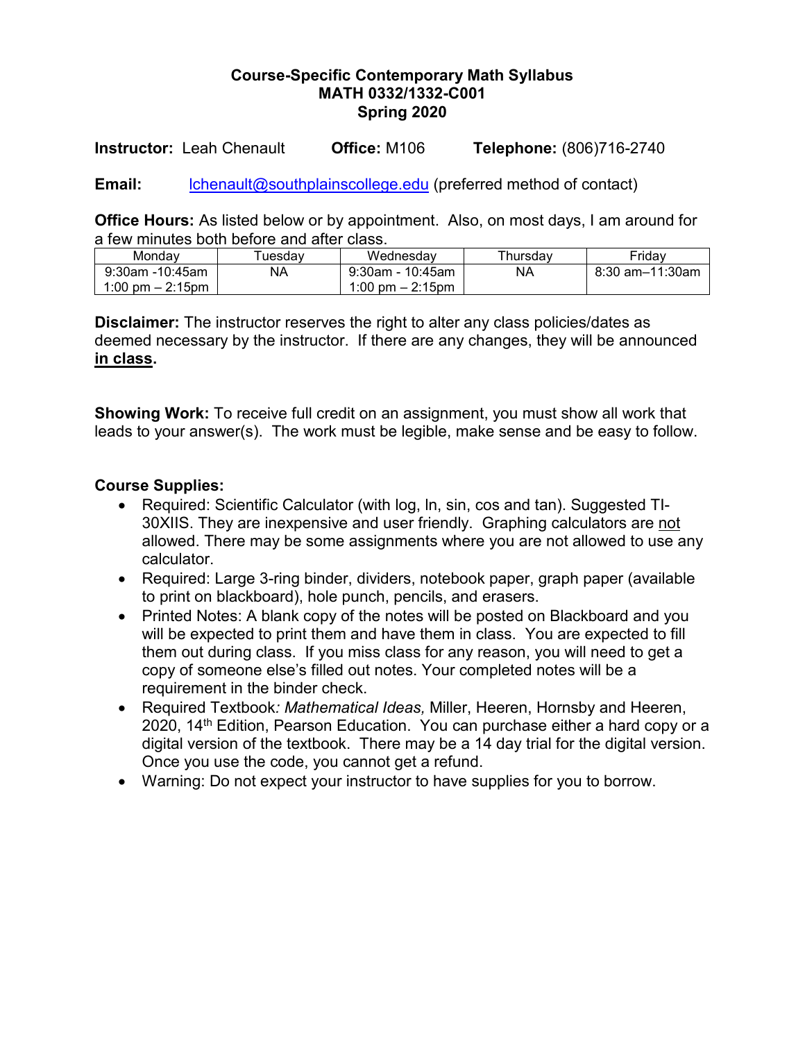**Course-Specific Contemporary Math Syllabus**
**MATH 0332/1332-C001**
**Spring 2020**

**Instructor:** Leah Chenault **Office:** M106 **Telephone:** (806)716-2740

**Email:** lchenault@southplainscollege.edu (preferred method of contact)

**Office Hours:** As listed below or by appointment. Also, on most days, I am around for a few minutes both before and after class.

| Monday | Tuesday | Wednesday | Thursday | Friday |
|---|---|---|---|---|
| 9:30am -10:45am<br>1:00 pm – 2:15pm | NA | 9:30am - 10:45am<br>1:00 pm – 2:15pm | NA | 8:30 am–11:30am |

**Disclaimer:** The instructor reserves the right to alter any class policies/dates as deemed necessary by the instructor. If there are any changes, they will be announced **in class**.

**Showing Work:** To receive full credit on an assignment, you must show all work that leads to your answer(s). The work must be legible, make sense and be easy to follow.

**Course Supplies:**

- Required: Scientific Calculator (with log, ln, sin, cos and tan). Suggested TI-30XIIS. They are inexpensive and user friendly. Graphing calculators are not allowed. There may be some assignments where you are not allowed to use any calculator.
- Required: Large 3-ring binder, dividers, notebook paper, graph paper (available to print on blackboard), hole punch, pencils, and erasers.
- Printed Notes: A blank copy of the notes will be posted on Blackboard and you will be expected to print them and have them in class. You are expected to fill them out during class. If you miss class for any reason, you will need to get a copy of someone else's filled out notes. Your completed notes will be a requirement in the binder check.
- Required Textbook*: Mathematical Ideas,* Miller, Heeren, Hornsby and Heeren, 2020, 14th Edition, Pearson Education. You can purchase either a hard copy or a digital version of the textbook. There may be a 14 day trial for the digital version. Once you use the code, you cannot get a refund.
- Warning: Do not expect your instructor to have supplies for you to borrow.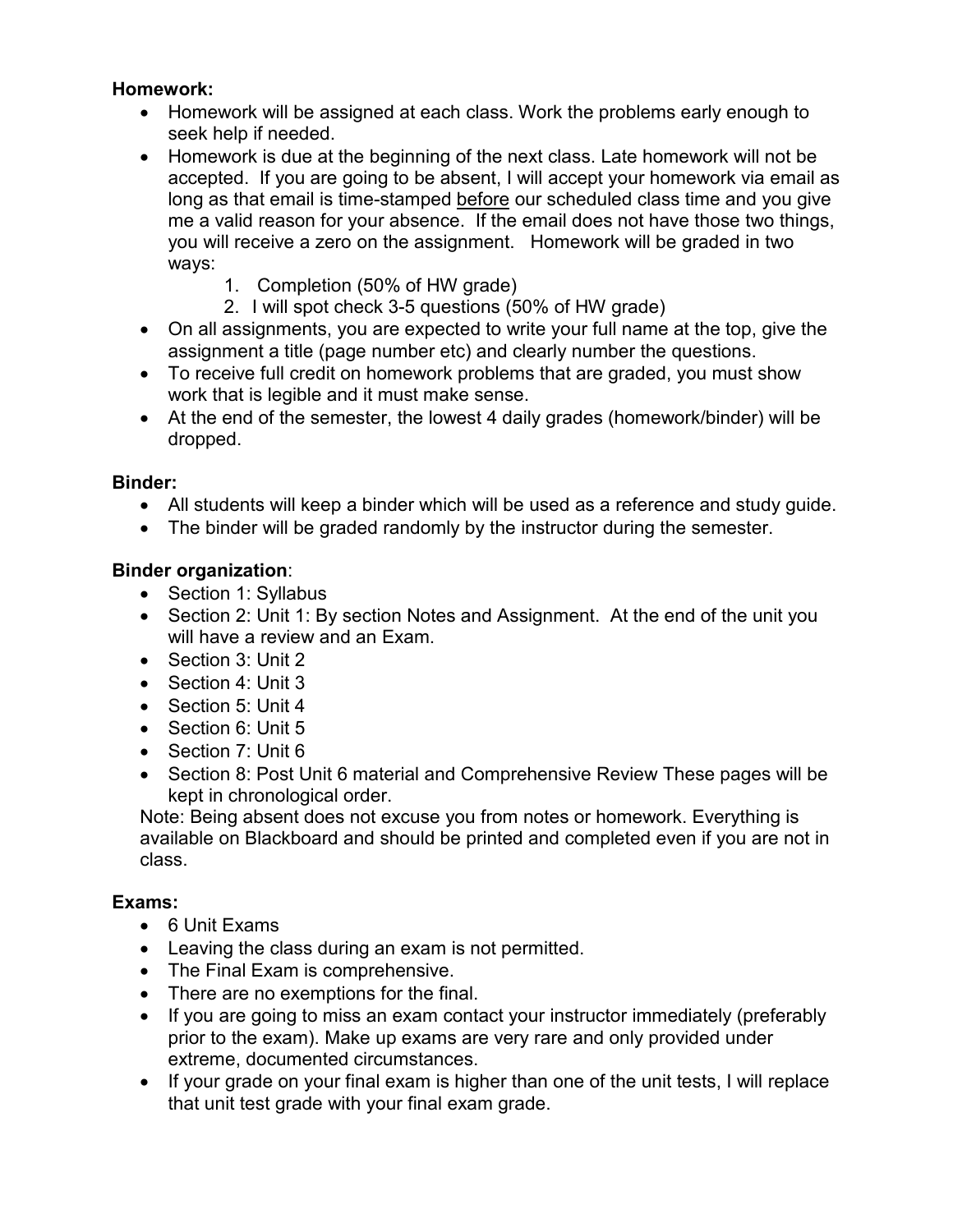**Homework:**

- Homework will be assigned at each class. Work the problems early enough to seek help if needed.
- Homework is due at the beginning of the next class. Late homework will not be accepted. If you are going to be absent, I will accept your homework via email as long as that email is time-stamped <u>before</u> our scheduled class time and you give me a valid reason for your absence. If the email does not have those two things, you will receive a zero on the assignment. Homework will be graded in two ways:
    1. Completion (50% of HW grade)
    2. I will spot check 3-5 questions (50% of HW grade)
- On all assignments, you are expected to write your full name at the top, give the assignment a title (page number etc) and clearly number the questions.
- To receive full credit on homework problems that are graded, you must show work that is legible and it must make sense.
- At the end of the semester, the lowest 4 daily grades (homework/binder) will be dropped.

**Binder:**

- All students will keep a binder which will be used as a reference and study guide.
- The binder will be graded randomly by the instructor during the semester.

**Binder organization**:

- Section 1: Syllabus
- Section 2: Unit 1: By section Notes and Assignment. At the end of the unit you will have a review and an Exam.
- Section 3: Unit 2
- Section 4: Unit 3
- Section 5: Unit 4
- Section 6: Unit 5
- Section 7: Unit 6
- Section 8: Post Unit 6 material and Comprehensive Review These pages will be kept in chronological order.

Note: Being absent does not excuse you from notes or homework. Everything is available on Blackboard and should be printed and completed even if you are not in class.

**Exams:**

- 6 Unit Exams
- Leaving the class during an exam is not permitted.
- The Final Exam is comprehensive.
- There are no exemptions for the final.
- If you are going to miss an exam contact your instructor immediately (preferably prior to the exam). Make up exams are very rare and only provided under extreme, documented circumstances.
- If your grade on your final exam is higher than one of the unit tests, I will replace that unit test grade with your final exam grade.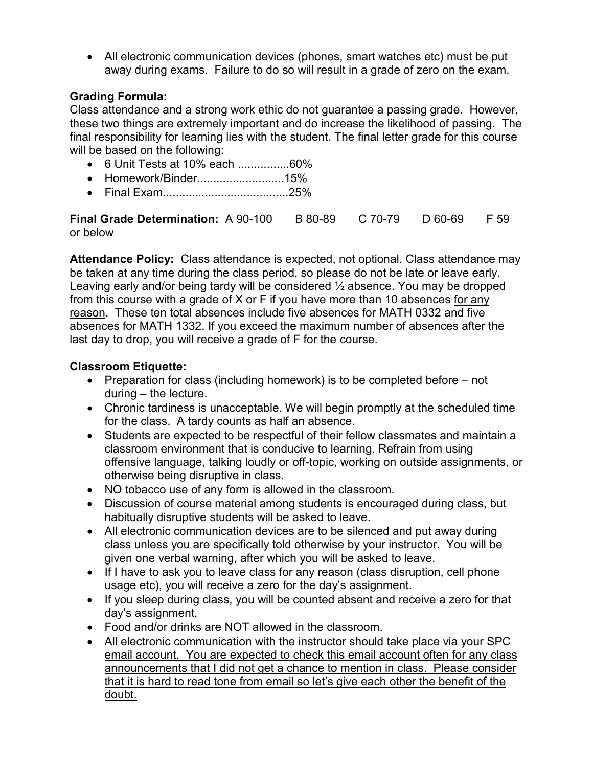- All electronic communication devices (phones, smart watches etc) must be put away during exams. Failure to do so will result in a grade of zero on the exam.

**Grading Formula:**
Class attendance and a strong work ethic do not guarantee a passing grade. However, these two things are extremely important and do increase the likelihood of passing. The final responsibility for learning lies with the student. The final letter grade for this course will be based on the following:

- 6 Unit Tests at 10% each ................60%
- Homework/Binder...........................15%
- Final Exam.......................................25%

**Final Grade Determination:** A 90-100 B 80-89 C 70-79 D 60-69 F 59 or below

**Attendance Policy:** Class attendance is expected, not optional. Class attendance may be taken at any time during the class period, so please do not be late or leave early. Leaving early and/or being tardy will be considered ½ absence. You may be dropped from this course with a grade of X or F if you have more than 10 absences <u>for any reason</u>. These ten total absences include five absences for MATH 0332 and five absences for MATH 1332. If you exceed the maximum number of absences after the last day to drop, you will receive a grade of F for the course.

**Classroom Etiquette:**

- Preparation for class (including homework) is to be completed before – not during – the lecture.
- Chronic tardiness is unacceptable. We will begin promptly at the scheduled time for the class. A tardy counts as half an absence.
- Students are expected to be respectful of their fellow classmates and maintain a classroom environment that is conducive to learning. Refrain from using offensive language, talking loudly or off-topic, working on outside assignments, or otherwise being disruptive in class.
- NO tobacco use of any form is allowed in the classroom.
- Discussion of course material among students is encouraged during class, but habitually disruptive students will be asked to leave.
- All electronic communication devices are to be silenced and put away during class unless you are specifically told otherwise by your instructor. You will be given one verbal warning, after which you will be asked to leave.
- If I have to ask you to leave class for any reason (class disruption, cell phone usage etc), you will receive a zero for the day's assignment.
- If you sleep during class, you will be counted absent and receive a zero for that day's assignment.
- Food and/or drinks are NOT allowed in the classroom.
- <u>All electronic communication with the instructor should take place via your SPC email account. You are expected to check this email account often for any class announcements that I did not get a chance to mention in class. Please consider that it is hard to read tone from email so let's give each other the benefit of the doubt.</u>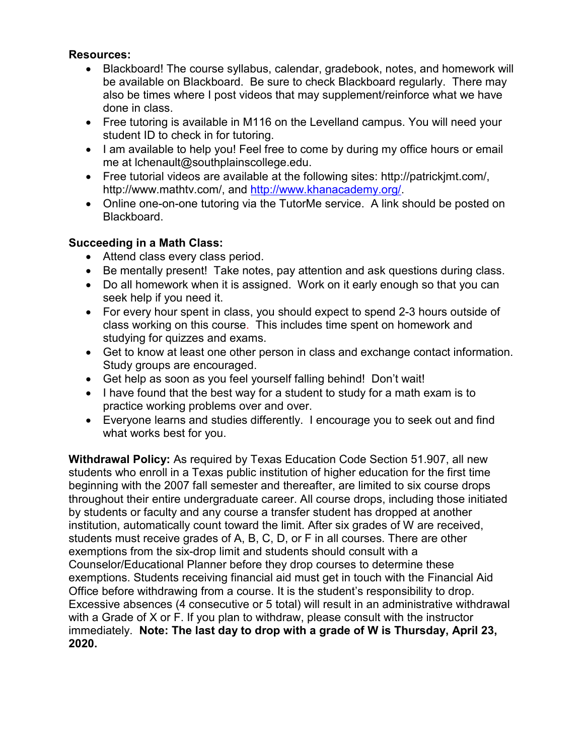**Resources:**

- Blackboard! The course syllabus, calendar, gradebook, notes, and homework will be available on Blackboard. Be sure to check Blackboard regularly. There may also be times where I post videos that may supplement/reinforce what we have done in class.
- Free tutoring is available in M116 on the Levelland campus. You will need your student ID to check in for tutoring.
- I am available to help you! Feel free to come by during my office hours or email me at lchenault@southplainscollege.edu.
- Free tutorial videos are available at the following sites: http://patrickjmt.com/, http://www.mathtv.com/, and http://www.khanacademy.org/.
- Online one-on-one tutoring via the TutorMe service. A link should be posted on Blackboard.

**Succeeding in a Math Class:**

- Attend class every class period.
- Be mentally present! Take notes, pay attention and ask questions during class.
- Do all homework when it is assigned. Work on it early enough so that you can seek help if you need it.
- For every hour spent in class, you should expect to spend 2-3 hours outside of class working on this course. This includes time spent on homework and studying for quizzes and exams.
- Get to know at least one other person in class and exchange contact information. Study groups are encouraged.
- Get help as soon as you feel yourself falling behind! Don't wait!
- I have found that the best way for a student to study for a math exam is to practice working problems over and over.
- Everyone learns and studies differently. I encourage you to seek out and find what works best for you.

**Withdrawal Policy:** As required by Texas Education Code Section 51.907, all new students who enroll in a Texas public institution of higher education for the first time beginning with the 2007 fall semester and thereafter, are limited to six course drops throughout their entire undergraduate career. All course drops, including those initiated by students or faculty and any course a transfer student has dropped at another institution, automatically count toward the limit. After six grades of W are received, students must receive grades of A, B, C, D, or F in all courses. There are other exemptions from the six-drop limit and students should consult with a Counselor/Educational Planner before they drop courses to determine these exemptions. Students receiving financial aid must get in touch with the Financial Aid Office before withdrawing from a course. It is the student's responsibility to drop. Excessive absences (4 consecutive or 5 total) will result in an administrative withdrawal with a Grade of X or F. If you plan to withdraw, please consult with the instructor immediately. **Note: The last day to drop with a grade of W is Thursday, April 23, 2020.**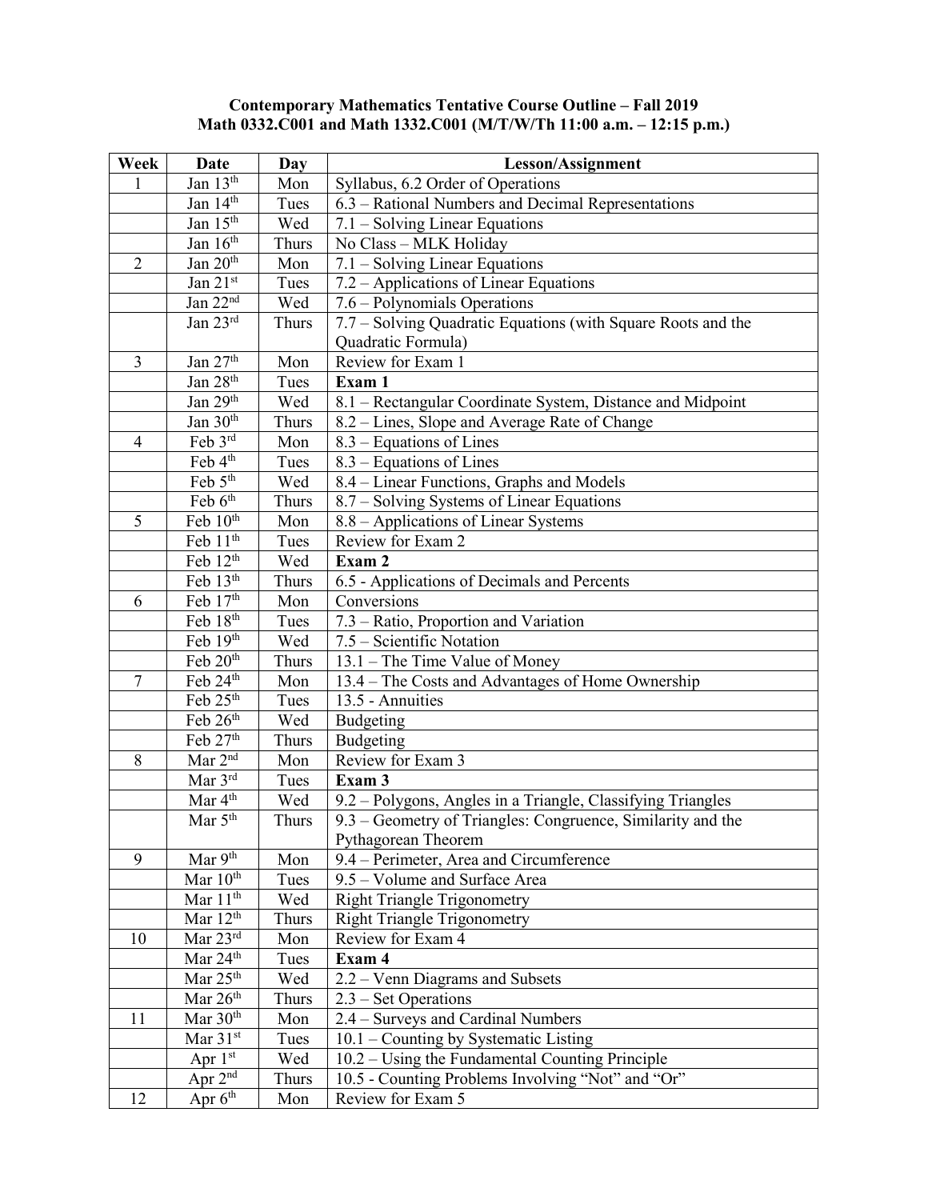**Contemporary Mathematics Tentative Course Outline – Fall 2019**
**Math 0332.C001 and Math 1332.C001 (M/T/W/Th 11:00 a.m. – 12:15 p.m.)**

| Week | Date | Day | Lesson/Assignment |
|---|---|---|---|
| 1 | Jan 13th | Mon | Syllabus, 6.2 Order of Operations |
| | Jan 14th | Tues | 6.3 – Rational Numbers and Decimal Representations |
| | Jan 15th | Wed | 7.1 – Solving Linear Equations |
| | Jan 16th | Thurs | No Class – MLK Holiday |
| 2 | Jan 20th | Mon | 7.1 – Solving Linear Equations |
| | Jan 21st | Tues | 7.2 – Applications of Linear Equations |
| | Jan 22nd | Wed | 7.6 – Polynomials Operations |
| | Jan 23rd | Thurs | 7.7 – Solving Quadratic Equations (with Square Roots and the Quadratic Formula) |
| 3 | Jan 27th | Mon | Review for Exam 1 |
| | Jan 28th | Tues | **Exam 1** |
| | Jan 29th | Wed | 8.1 – Rectangular Coordinate System, Distance and Midpoint |
| | Jan 30th | Thurs | 8.2 – Lines, Slope and Average Rate of Change |
| 4 | Feb 3rd | Mon | 8.3 – Equations of Lines |
| | Feb 4th | Tues | 8.3 – Equations of Lines |
| | Feb 5th | Wed | 8.4 – Linear Functions, Graphs and Models |
| | Feb 6th | Thurs | 8.7 – Solving Systems of Linear Equations |
| 5 | Feb 10th | Mon | 8.8 – Applications of Linear Systems |
| | Feb 11th | Tues | Review for Exam 2 |
| | Feb 12th | Wed | **Exam 2** |
| | Feb 13th | Thurs | 6.5 - Applications of Decimals and Percents |
| 6 | Feb 17th | Mon | Conversions |
| | Feb 18th | Tues | 7.3 – Ratio, Proportion and Variation |
| | Feb 19th | Wed | 7.5 – Scientific Notation |
| | Feb 20th | Thurs | 13.1 – The Time Value of Money |
| 7 | Feb 24th | Mon | 13.4 – The Costs and Advantages of Home Ownership |
| | Feb 25th | Tues | 13.5 - Annuities |
| | Feb 26th | Wed | Budgeting |
| | Feb 27th | Thurs | Budgeting |
| 8 | Mar 2nd | Mon | Review for Exam 3 |
| | Mar 3rd | Tues | **Exam 3** |
| | Mar 4th | Wed | 9.2 – Polygons, Angles in a Triangle, Classifying Triangles |
| | Mar 5th | Thurs | 9.3 – Geometry of Triangles: Congruence, Similarity and the Pythagorean Theorem |
| 9 | Mar 9th | Mon | 9.4 – Perimeter, Area and Circumference |
| | Mar 10th | Tues | 9.5 – Volume and Surface Area |
| | Mar 11th | Wed | Right Triangle Trigonometry |
| | Mar 12th | Thurs | Right Triangle Trigonometry |
| 10 | Mar 23rd | Mon | Review for Exam 4 |
| | Mar 24th | Tues | **Exam 4** |
| | Mar 25th | Wed | 2.2 – Venn Diagrams and Subsets |
| | Mar 26th | Thurs | 2.3 – Set Operations |
| 11 | Mar 30th | Mon | 2.4 – Surveys and Cardinal Numbers |
| | Mar 31st | Tues | 10.1 – Counting by Systematic Listing |
| | Apr 1st | Wed | 10.2 – Using the Fundamental Counting Principle |
| | Apr 2nd | Thurs | 10.5 - Counting Problems Involving "Not" and "Or" |
| 12 | Apr 6th | Mon | Review for Exam 5 |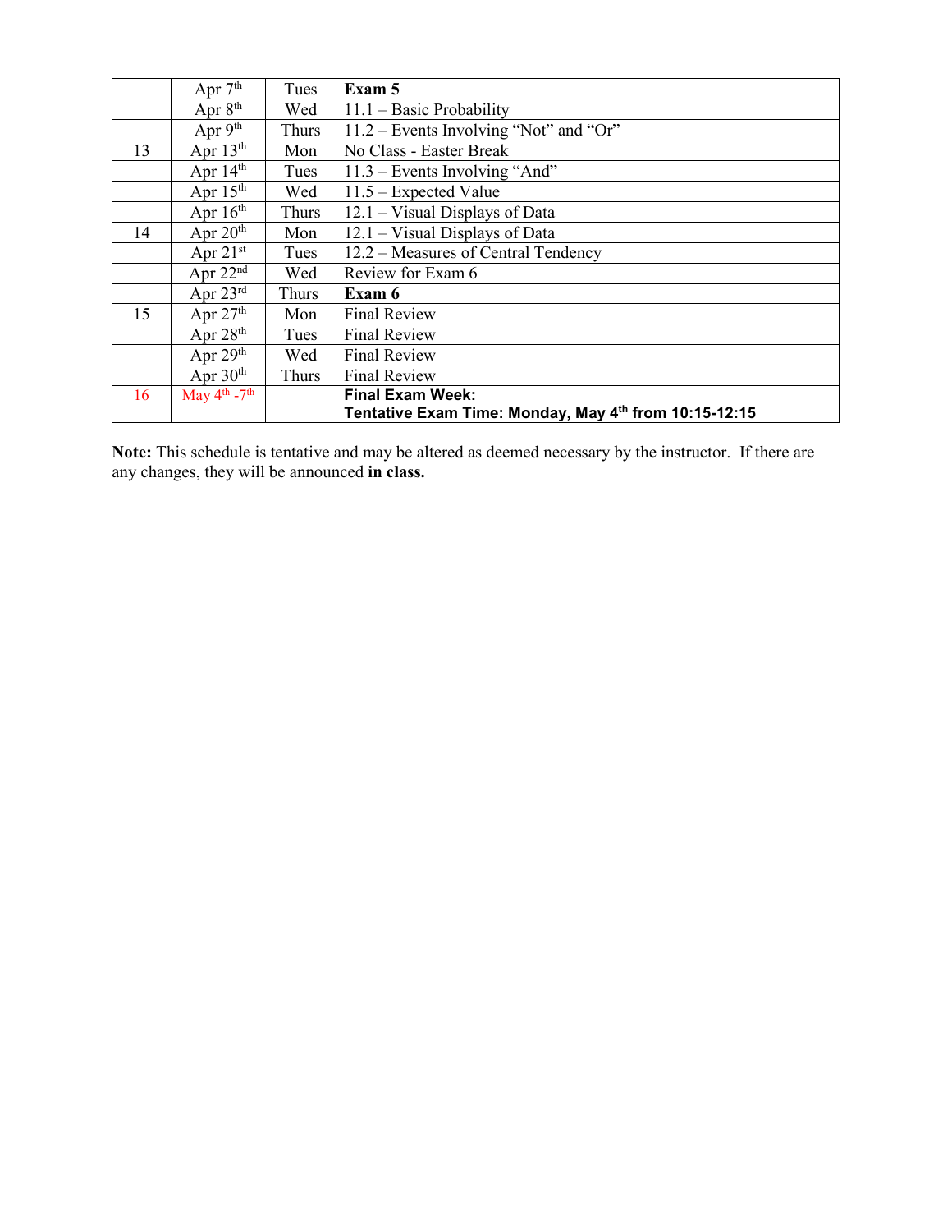| | | | |
|---|---|---|---|
| | Apr 7th | Tues | **Exam 5** |
| | Apr 8th | Wed | 11.1 – Basic Probability |
| | Apr 9th | Thurs | 11.2 – Events Involving "Not" and "Or" |
| 13 | Apr 13th | Mon | No Class - Easter Break |
| | Apr 14th | Tues | 11.3 – Events Involving "And" |
| | Apr 15th | Wed | 11.5 – Expected Value |
| | Apr 16th | Thurs | 12.1 – Visual Displays of Data |
| 14 | Apr 20th | Mon | 12.1 – Visual Displays of Data |
| | Apr 21st | Tues | 12.2 – Measures of Central Tendency |
| | Apr 22nd | Wed | Review for Exam 6 |
| | Apr 23rd | Thurs | **Exam 6** |
| 15 | Apr 27th | Mon | Final Review |
| | Apr 28th | Tues | Final Review |
| | Apr 29th | Wed | Final Review |
| | Apr 30th | Thurs | Final Review |
| 16 | May 4th -7th | | **Final Exam Week:** **Tentative Exam Time: Monday, May 4th from 10:15-12:15** |

**Note:** This schedule is tentative and may be altered as deemed necessary by the instructor. If there are any changes, they will be announced **in class.**